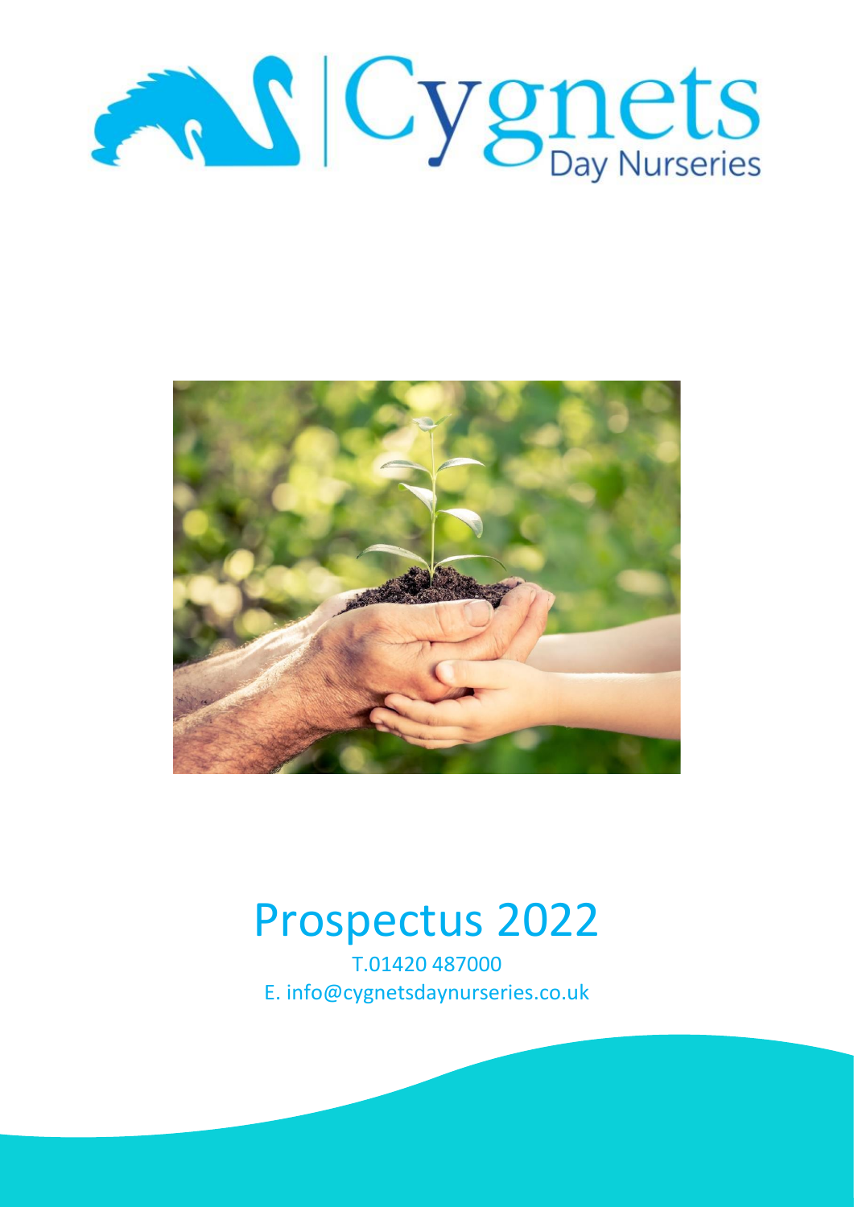# Cygnets Day Nurseries

# Prospectus 2022

T.01420 487000

E. info@cygnetsdaynurseries.co.uk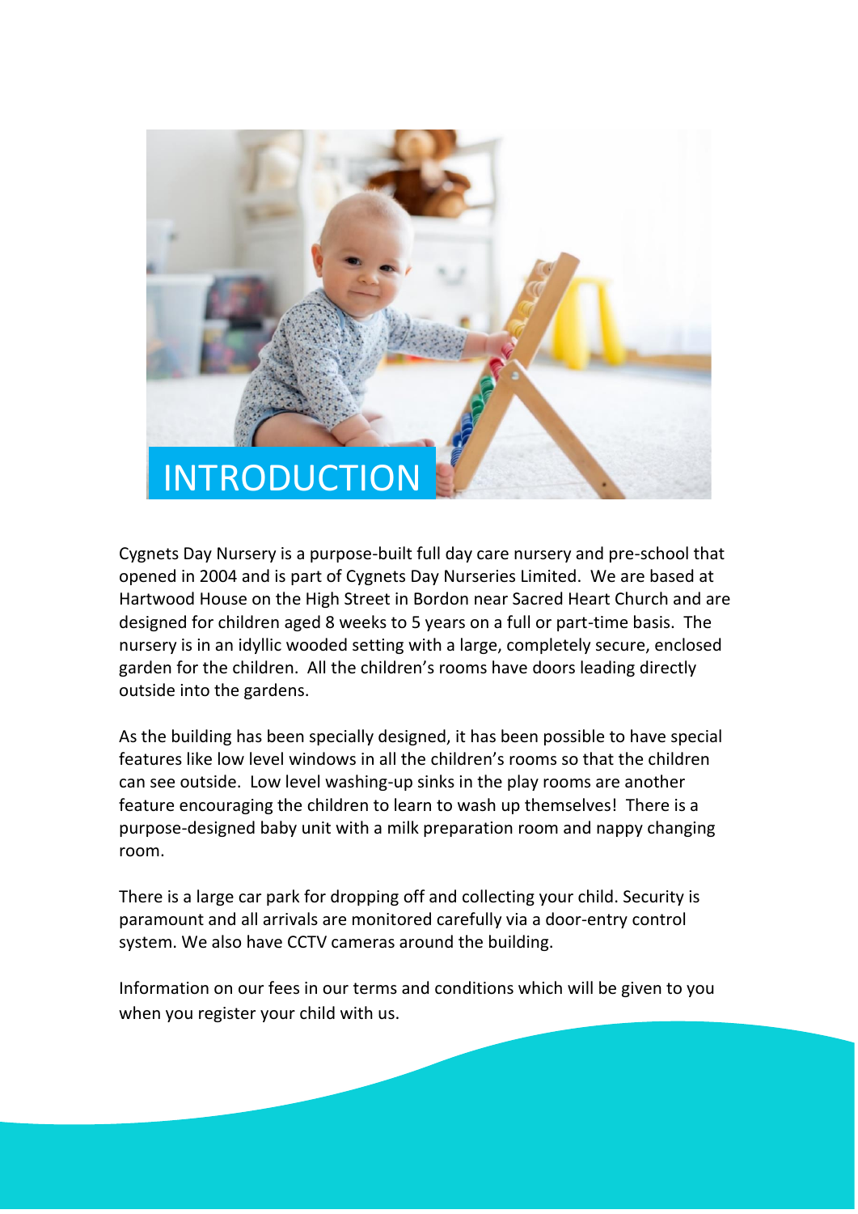# INTRODUCTION

Cygnets Day Nursery is a purpose-built full day care nursery and pre-school that opened in 2004 and is part of Cygnets Day Nurseries Limited. We are based at Hartwood House on the High Street in Bordon near Sacred Heart Church and are designed for children aged 8 weeks to 5 years on a full or part-time basis. The nursery is in an idyllic wooded setting with a large, completely secure, enclosed garden for the children. All the children's rooms have doors leading directly outside into the gardens.

As the building has been specially designed, it has been possible to have special features like low level windows in all the children's rooms so that the children can see outside. Low level washing-up sinks in the play rooms are another feature encouraging the children to learn to wash up themselves! There is a purpose-designed baby unit with a milk preparation room and nappy changing room.

There is a large car park for dropping off and collecting your child. Security is paramount and all arrivals are monitored carefully via a door-entry control system. We also have CCTV cameras around the building.

Information on our fees in our terms and conditions which will be given to you when you register your child with us.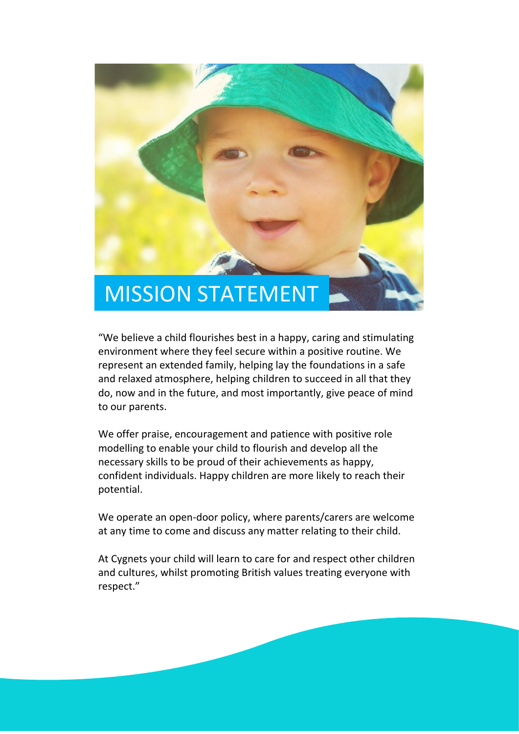# MISSION STATEMENT

"We believe a child flourishes best in a happy, caring and stimulating environment where they feel secure within a positive routine. We represent an extended family, helping lay the foundations in a safe and relaxed atmosphere, helping children to succeed in all that they do, now and in the future, and most importantly, give peace of mind to our parents.

We offer praise, encouragement and patience with positive role modelling to enable your child to flourish and develop all the necessary skills to be proud of their achievements as happy, confident individuals. Happy children are more likely to reach their potential.

We operate an open-door policy, where parents/carers are welcome at any time to come and discuss any matter relating to their child.

At Cygnets your child will learn to care for and respect other children and cultures, whilst promoting British values treating everyone with respect."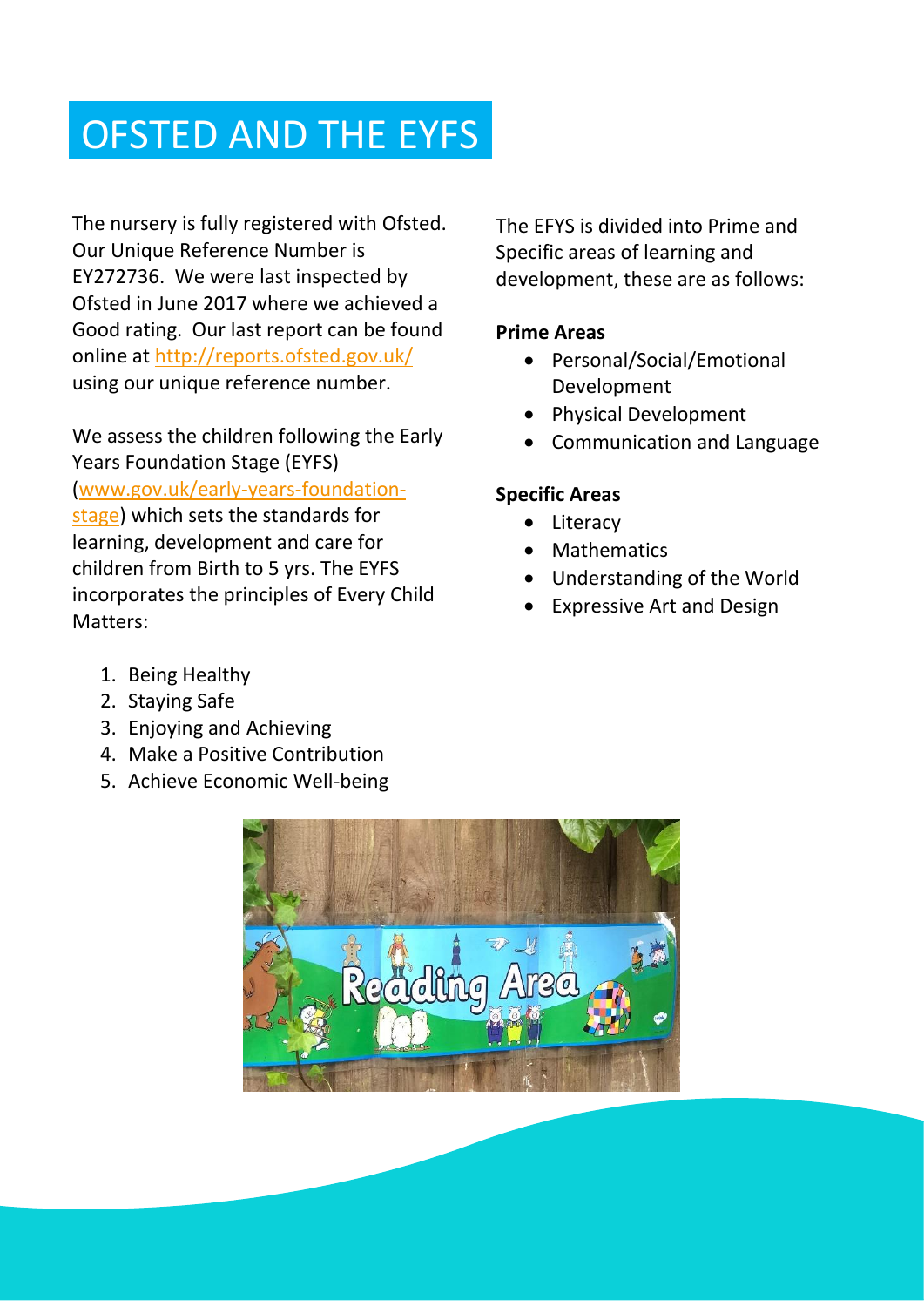# OFSTED AND THE EYFS

The nursery is fully registered with Ofsted. Our Unique Reference Number is EY272736. We were last inspected by Ofsted in June 2017 where we achieved a Good rating. Our last report can be found online at http://reports.ofsted.gov.uk/ using our unique reference number.

We assess the children following the Early Years Foundation Stage (EYFS) (www.gov.uk/early-years-foundation-stage) which sets the standards for learning, development and care for children from Birth to 5 yrs. The EYFS incorporates the principles of Every Child Matters:

1. Being Healthy
2. Staying Safe
3. Enjoying and Achieving
4. Make a Positive Contribution
5. Achieve Economic Well-being

The EFYS is divided into Prime and Specific areas of learning and development, these are as follows:

**Prime Areas**

- Personal/Social/Emotional Development
- Physical Development
- Communication and Language

**Specific Areas**

- Literacy
- Mathematics
- Understanding of the World
- Expressive Art and Design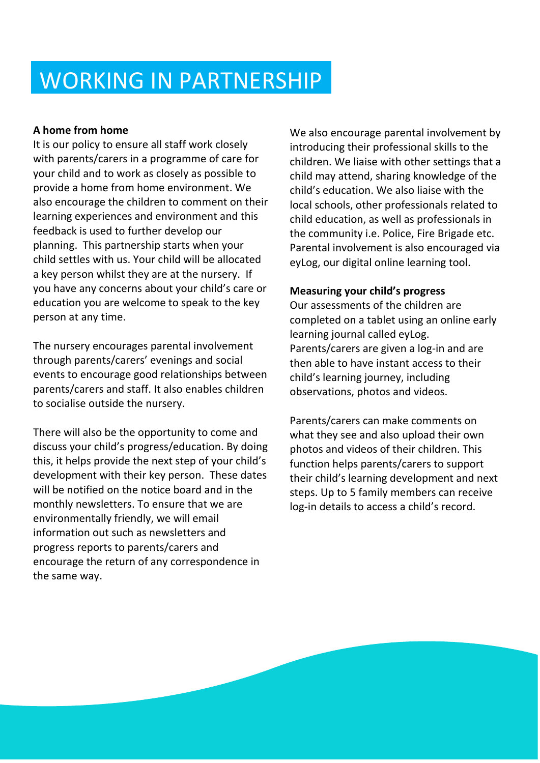# WORKING IN PARTNERSHIP

**A home from home**

It is our policy to ensure all staff work closely with parents/carers in a programme of care for your child and to work as closely as possible to provide a home from home environment. We also encourage the children to comment on their learning experiences and environment and this feedback is used to further develop our planning. This partnership starts when your child settles with us. Your child will be allocated a key person whilst they are at the nursery. If you have any concerns about your child's care or education you are welcome to speak to the key person at any time.

The nursery encourages parental involvement through parents/carers' evenings and social events to encourage good relationships between parents/carers and staff. It also enables children to socialise outside the nursery.

There will also be the opportunity to come and discuss your child's progress/education. By doing this, it helps provide the next step of your child's development with their key person. These dates will be notified on the notice board and in the monthly newsletters. To ensure that we are environmentally friendly, we will email information out such as newsletters and progress reports to parents/carers and encourage the return of any correspondence in the same way.

We also encourage parental involvement by introducing their professional skills to the children. We liaise with other settings that a child may attend, sharing knowledge of the child's education. We also liaise with the local schools, other professionals related to child education, as well as professionals in the community i.e. Police, Fire Brigade etc. Parental involvement is also encouraged via eyLog, our digital online learning tool.

**Measuring your child's progress**

Our assessments of the children are completed on a tablet using an online early learning journal called eyLog. Parents/carers are given a log-in and are then able to have instant access to their child's learning journey, including observations, photos and videos.

Parents/carers can make comments on what they see and also upload their own photos and videos of their children. This function helps parents/carers to support their child's learning development and next steps. Up to 5 family members can receive log-in details to access a child's record.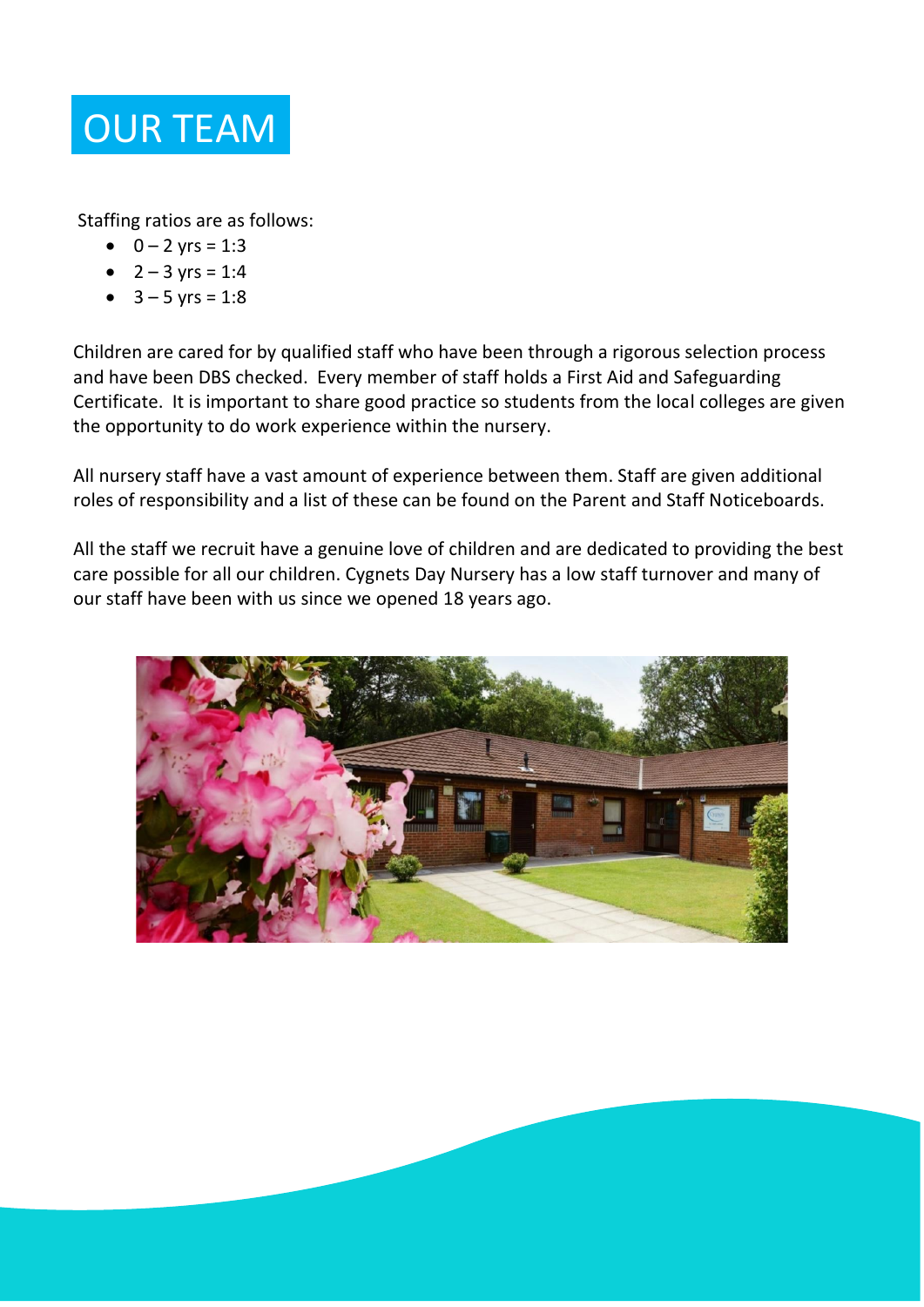# OUR TEAM

Staffing ratios are as follows:

- 0 – 2 yrs = 1:3
- 2 – 3 yrs = 1:4
- 3 – 5 yrs = 1:8

Children are cared for by qualified staff who have been through a rigorous selection process and have been DBS checked. Every member of staff holds a First Aid and Safeguarding Certificate. It is important to share good practice so students from the local colleges are given the opportunity to do work experience within the nursery.

All nursery staff have a vast amount of experience between them. Staff are given additional roles of responsibility and a list of these can be found on the Parent and Staff Noticeboards.

All the staff we recruit have a genuine love of children and are dedicated to providing the best care possible for all our children. Cygnets Day Nursery has a low staff turnover and many of our staff have been with us since we opened 18 years ago.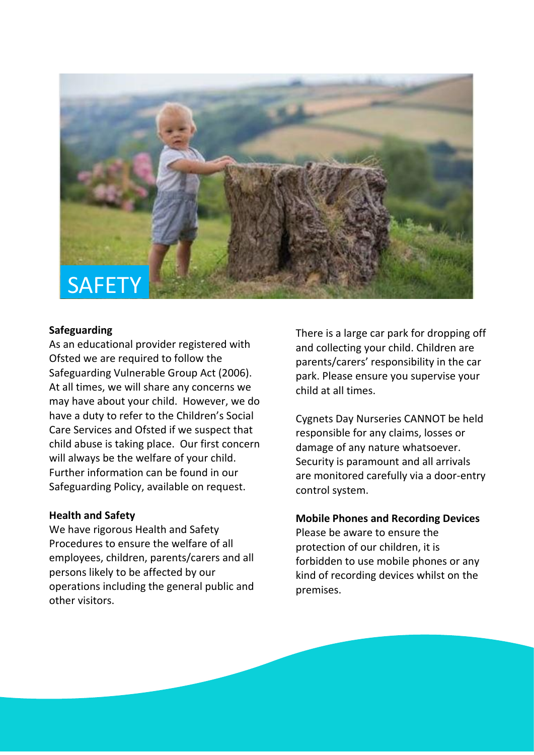# SAFETY

**Safeguarding**

As an educational provider registered with Ofsted we are required to follow the Safeguarding Vulnerable Group Act (2006). At all times, we will share any concerns we may have about your child. However, we do have a duty to refer to the Children's Social Care Services and Ofsted if we suspect that child abuse is taking place. Our first concern will always be the welfare of your child. Further information can be found in our Safeguarding Policy, available on request.

**Health and Safety**

We have rigorous Health and Safety Procedures to ensure the welfare of all employees, children, parents/carers and all persons likely to be affected by our operations including the general public and other visitors.

There is a large car park for dropping off and collecting your child. Children are parents/carers' responsibility in the car park. Please ensure you supervise your child at all times.

Cygnets Day Nurseries CANNOT be held responsible for any claims, losses or damage of any nature whatsoever. Security is paramount and all arrivals are monitored carefully via a door-entry control system.

**Mobile Phones and Recording Devices**

Please be aware to ensure the protection of our children, it is forbidden to use mobile phones or any kind of recording devices whilst on the premises.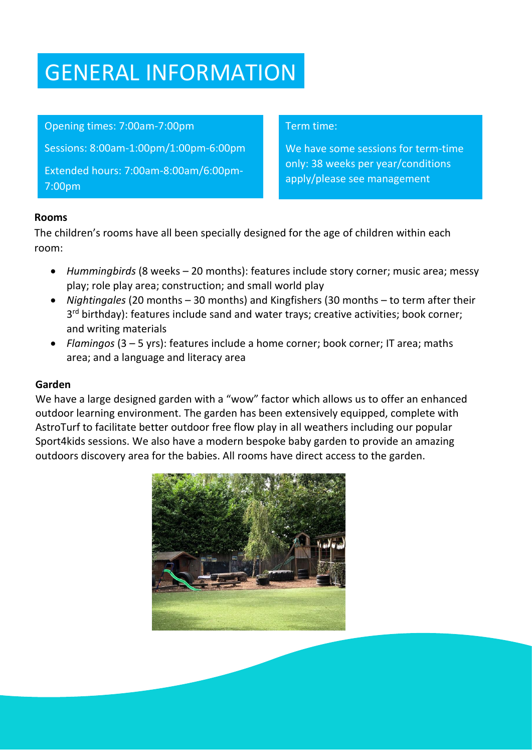# GENERAL INFORMATION

Opening times: 7:00am-7:00pm

Sessions: 8:00am-1:00pm/1:00pm-6:00pm

Extended hours: 7:00am-8:00am/6:00pm-7:00pm

Term time:

We have some sessions for term-time only: 38 weeks per year/conditions apply/please see management

**Rooms**

The children's rooms have all been specially designed for the age of children within each room:

- *Hummingbirds* (8 weeks – 20 months): features include story corner; music area; messy play; role play area; construction; and small world play
- *Nightingales* (20 months – 30 months) and Kingfishers (30 months – to term after their 3rd birthday): features include sand and water trays; creative activities; book corner; and writing materials
- *Flamingos* (3 – 5 yrs): features include a home corner; book corner; IT area; maths area; and a language and literacy area

**Garden**

We have a large designed garden with a "wow" factor which allows us to offer an enhanced outdoor learning environment. The garden has been extensively equipped, complete with AstroTurf to facilitate better outdoor free flow play in all weathers including our popular Sport4kids sessions. We also have a modern bespoke baby garden to provide an amazing outdoors discovery area for the babies. All rooms have direct access to the garden.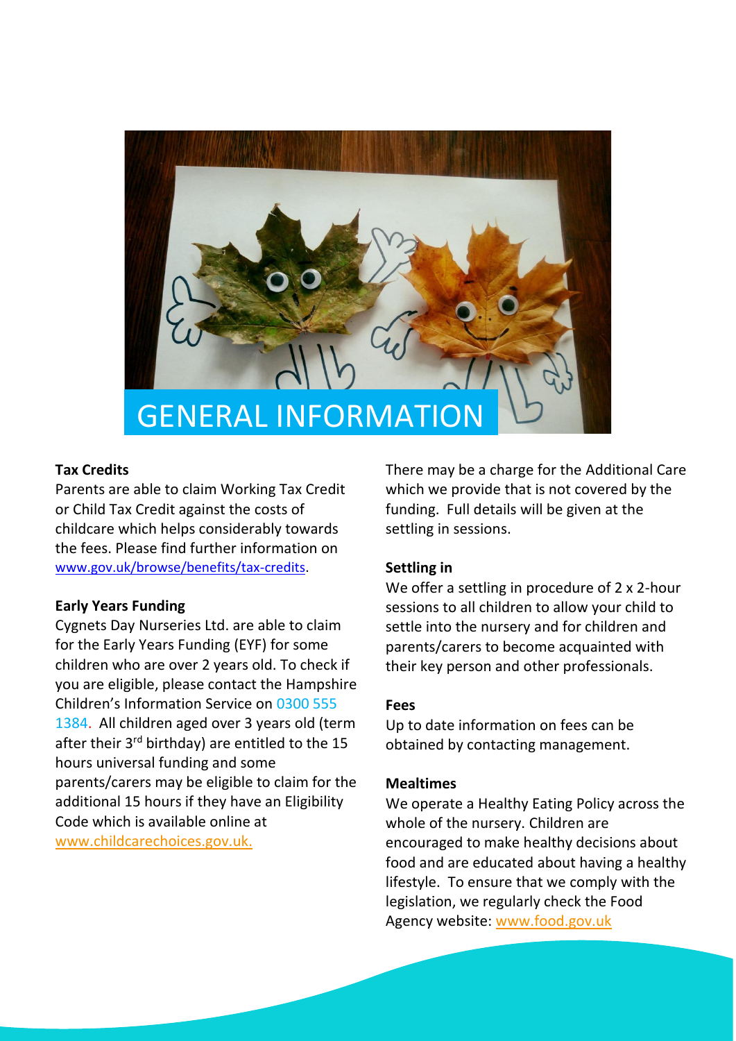# GENERAL INFORMATION

**Tax Credits**
Parents are able to claim Working Tax Credit or Child Tax Credit against the costs of childcare which helps considerably towards the fees. Please find further information on www.gov.uk/browse/benefits/tax-credits.

**Early Years Funding**
Cygnets Day Nurseries Ltd. are able to claim for the Early Years Funding (EYF) for some children who are over 2 years old. To check if you are eligible, please contact the Hampshire Children's Information Service on 0300 555 1384. All children aged over 3 years old (term after their 3rd birthday) are entitled to the 15 hours universal funding and some parents/carers may be eligible to claim for the additional 15 hours if they have an Eligibility Code which is available online at www.childcarechoices.gov.uk.

There may be a charge for the Additional Care which we provide that is not covered by the funding. Full details will be given at the settling in sessions.

**Settling in**
We offer a settling in procedure of 2 x 2-hour sessions to all children to allow your child to settle into the nursery and for children and parents/carers to become acquainted with their key person and other professionals.

**Fees**
Up to date information on fees can be obtained by contacting management.

**Mealtimes**
We operate a Healthy Eating Policy across the whole of the nursery. Children are encouraged to make healthy decisions about food and are educated about having a healthy lifestyle. To ensure that we comply with the legislation, we regularly check the Food Agency website: www.food.gov.uk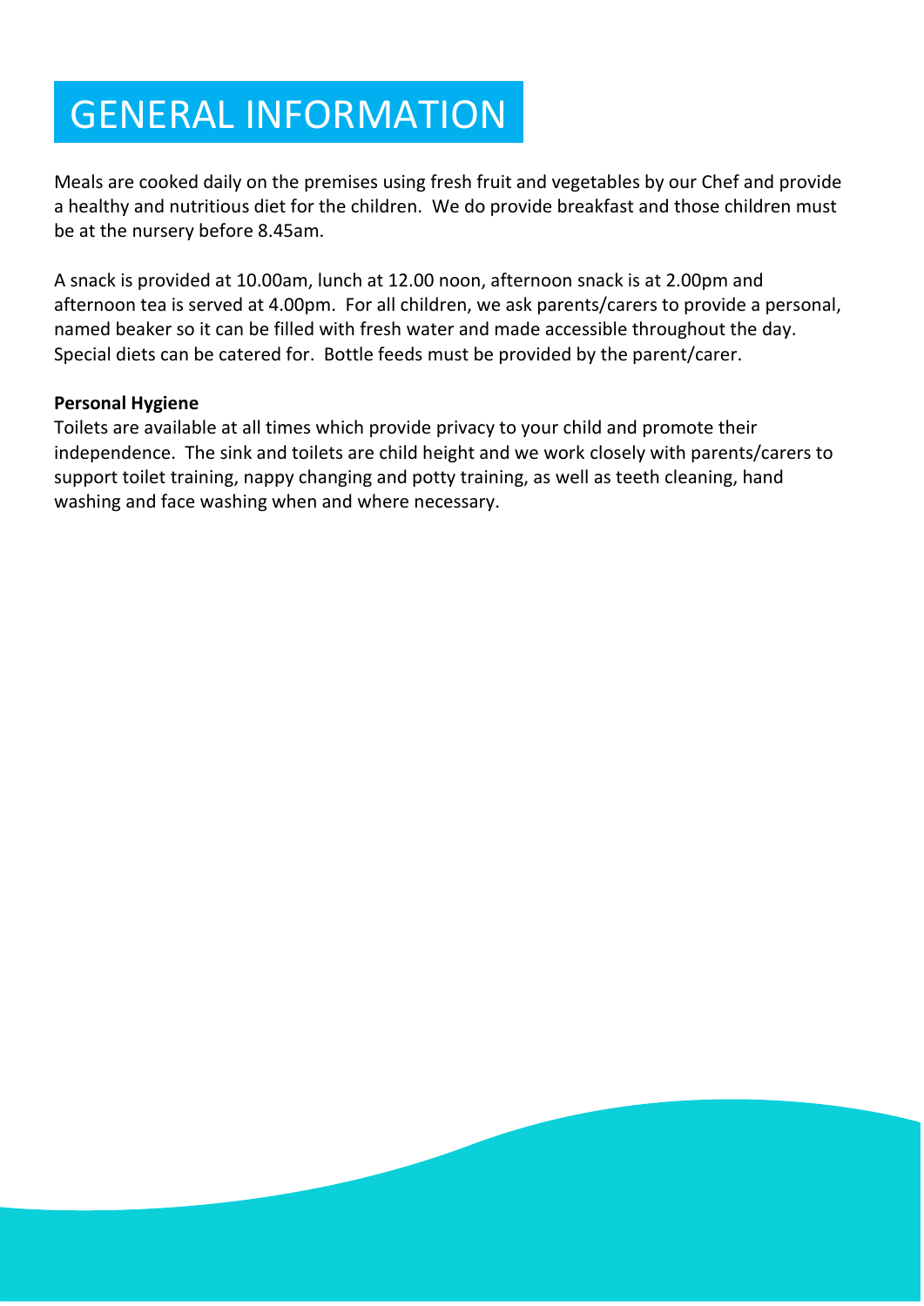# GENERAL INFORMATION

Meals are cooked daily on the premises using fresh fruit and vegetables by our Chef and provide a healthy and nutritious diet for the children. We do provide breakfast and those children must be at the nursery before 8.45am.

A snack is provided at 10.00am, lunch at 12.00 noon, afternoon snack is at 2.00pm and afternoon tea is served at 4.00pm. For all children, we ask parents/carers to provide a personal, named beaker so it can be filled with fresh water and made accessible throughout the day. Special diets can be catered for. Bottle feeds must be provided by the parent/carer.

**Personal Hygiene**

Toilets are available at all times which provide privacy to your child and promote their independence. The sink and toilets are child height and we work closely with parents/carers to support toilet training, nappy changing and potty training, as well as teeth cleaning, hand washing and face washing when and where necessary.